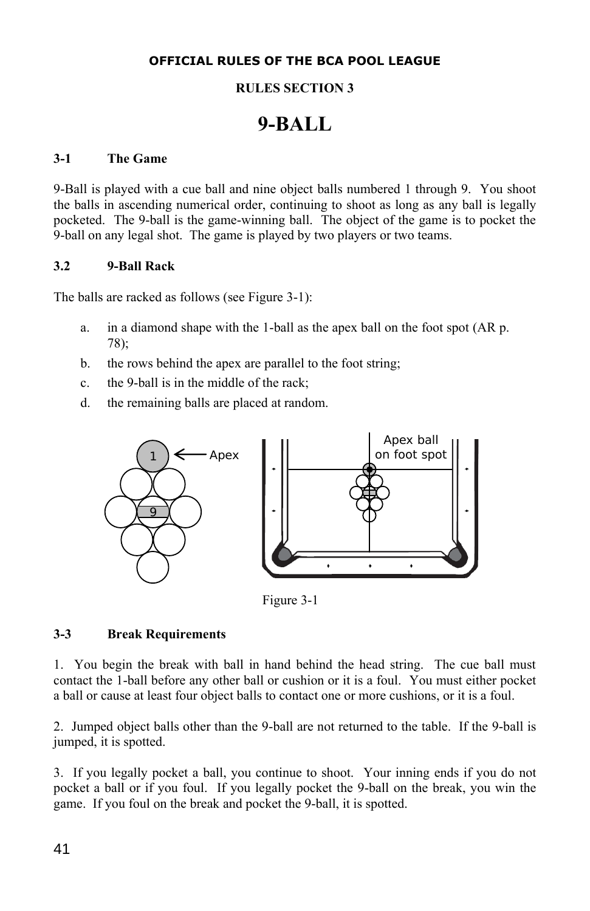**OFFICIAL RULES OF THE BCA POOL LEAGUE**

**RULES SECTION 3**

# 9-BALL

### 3-1 The Game

9-Ball is played with a cue ball and nine object balls numbered 1 through 9. You shoot the balls in ascending numerical order, continuing to shoot as long as any ball is legally pocketed. The 9-ball is the game-winning ball. The object of the game is to pocket the 9-ball on any legal shot. The game is played by two players or two teams.

### 3.2 9-Ball Rack

The balls are racked as follows (see Figure 3-1):

a. in a diamond shape with the 1-ball as the apex ball on the foot spot (AR p. 78);

b. the rows behind the apex are parallel to the foot string;

c. the 9-ball is in the middle of the rack;

d. the remaining balls are placed at random.

Figure 3-1

### 3-3 Break Requirements

1. You begin the break with ball in hand behind the head string. The cue ball must contact the 1-ball before any other ball or cushion or it is a foul. You must either pocket a ball or cause at least four object balls to contact one or more cushions, or it is a foul.

2. Jumped object balls other than the 9-ball are not returned to the table. If the 9-ball is jumped, it is spotted.

3. If you legally pocket a ball, you continue to shoot. Your inning ends if you do not pocket a ball or if you foul. If you legally pocket the 9-ball on the break, you win the game. If you foul on the break and pocket the 9-ball, it is spotted.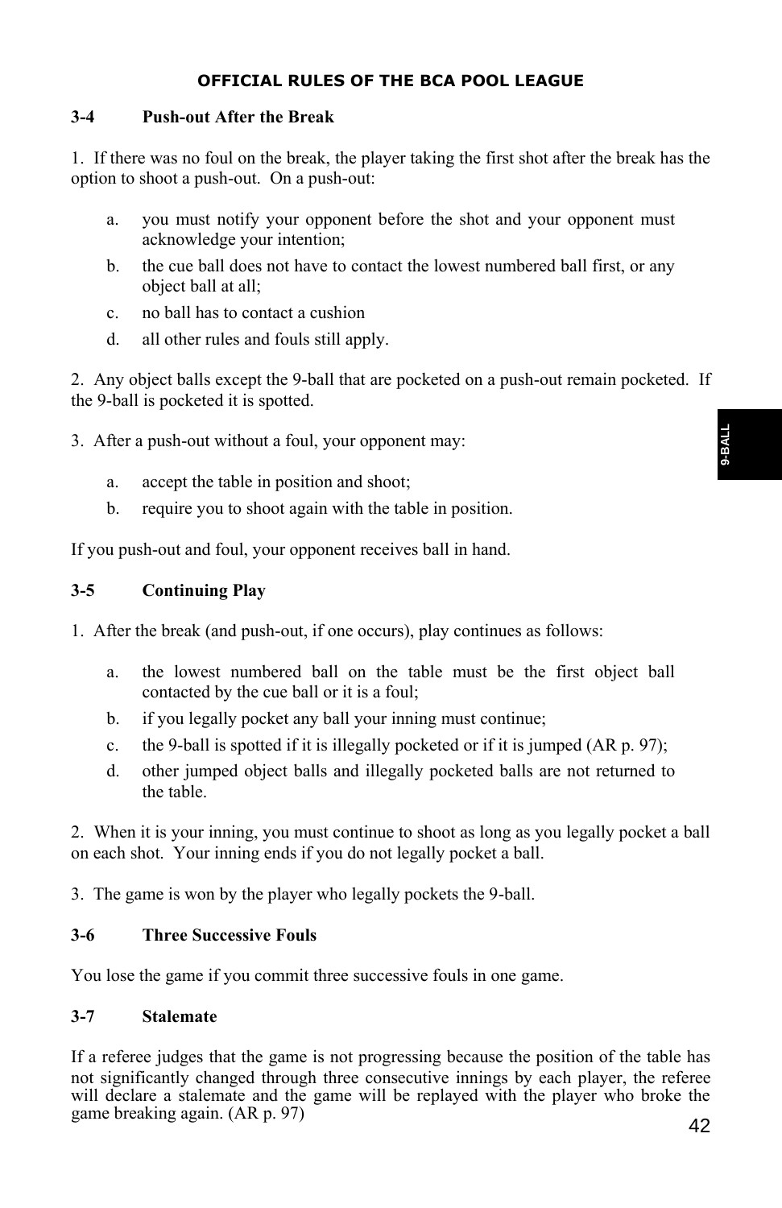### 3-4 Push-out After the Break

1. If there was no foul on the break, the player taking the first shot after the break has the option to shoot a push-out. On a push-out:

   a. you must notify your opponent before the shot and your opponent must acknowledge your intention;

   b. the cue ball does not have to contact the lowest numbered ball first, or any object ball at all;

   c. no ball has to contact a cushion

   d. all other rules and fouls still apply.

2. Any object balls except the 9-ball that are pocketed on a push-out remain pocketed. If the 9-ball is pocketed it is spotted.

3. After a push-out without a foul, your opponent may:

   a. accept the table in position and shoot;

   b. require you to shoot again with the table in position.

If you push-out and foul, your opponent receives ball in hand.

### 3-5 Continuing Play

1. After the break (and push-out, if one occurs), play continues as follows:

   a. the lowest numbered ball on the table must be the first object ball contacted by the cue ball or it is a foul;

   b. if you legally pocket any ball your inning must continue;

   c. the 9-ball is spotted if it is illegally pocketed or if it is jumped (AR p. 97);

   d. other jumped object balls and illegally pocketed balls are not returned to the table.

2. When it is your inning, you must continue to shoot as long as you legally pocket a ball on each shot. Your inning ends if you do not legally pocket a ball.

3. The game is won by the player who legally pockets the 9-ball.

### 3-6 Three Successive Fouls

You lose the game if you commit three successive fouls in one game.

### 3-7 Stalemate

If a referee judges that the game is not progressing because the position of the table has not significantly changed through three consecutive innings by each player, the referee will declare a stalemate and the game will be replayed with the player who broke the game breaking again. (AR p. 97)